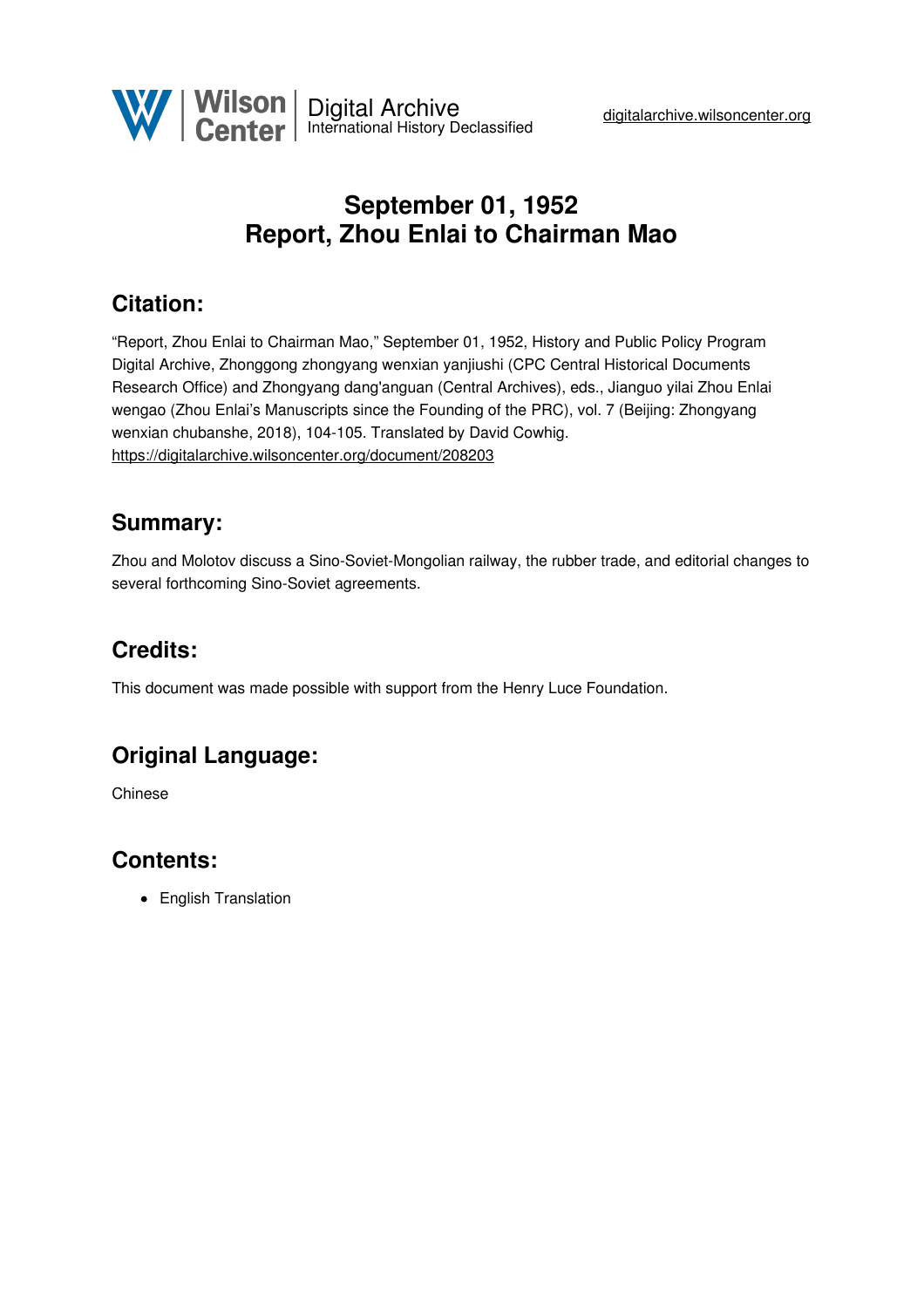# September 01, 1952
# Report, Zhou Enlai to Chairman Mao

## Citation:

"Report, Zhou Enlai to Chairman Mao," September 01, 1952, History and Public Policy Program Digital Archive, Zhonggong zhongyang wenxian yanjiushi (CPC Central Historical Documents Research Office) and Zhongyang dang'anguan (Central Archives), eds., Jianguo yilai Zhou Enlai wengao (Zhou Enlai's Manuscripts since the Founding of the PRC), vol. 7 (Beijing: Zhongyang wenxian chubanshe, 2018), 104-105. Translated by David Cowhig.
https://digitalarchive.wilsoncenter.org/document/208203

## Summary:

Zhou and Molotov discuss a Sino-Soviet-Mongolian railway, the rubber trade, and editorial changes to several forthcoming Sino-Soviet agreements.

## Credits:

This document was made possible with support from the Henry Luce Foundation.

## Original Language:

Chinese

## Contents:

- English Translation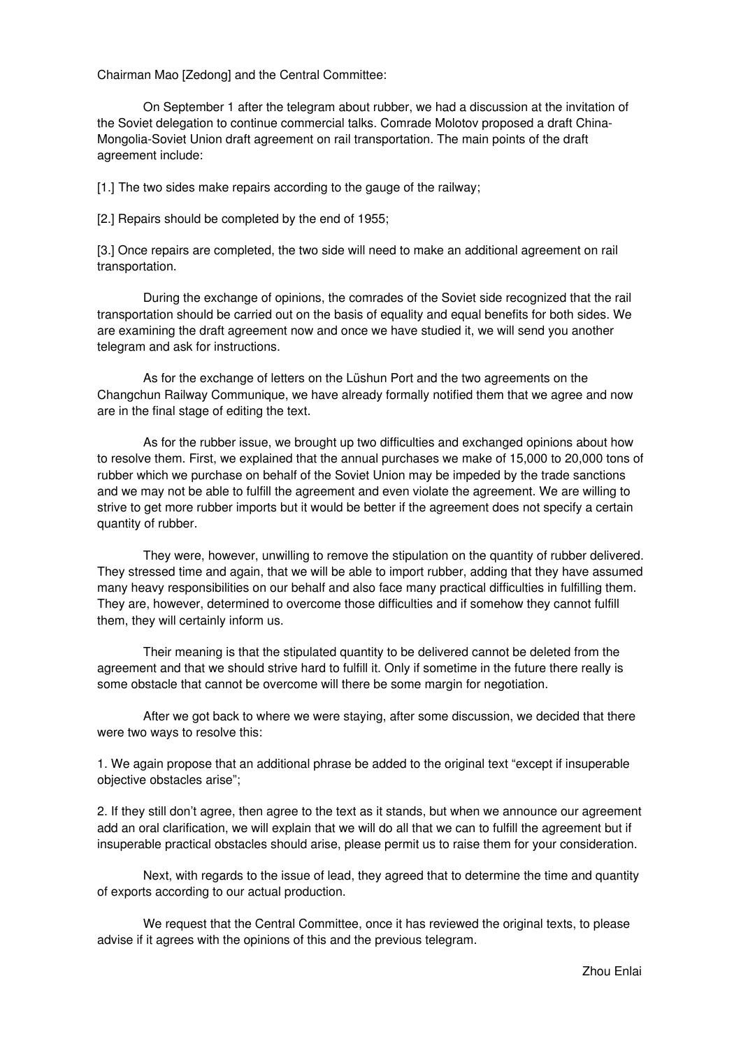Chairman Mao [Zedong] and the Central Committee:

On September 1 after the telegram about rubber, we had a discussion at the invitation of the Soviet delegation to continue commercial talks. Comrade Molotov proposed a draft China-Mongolia-Soviet Union draft agreement on rail transportation. The main points of the draft agreement include:

[1.] The two sides make repairs according to the gauge of the railway;

[2.] Repairs should be completed by the end of 1955;

[3.] Once repairs are completed, the two side will need to make an additional agreement on rail transportation.

During the exchange of opinions, the comrades of the Soviet side recognized that the rail transportation should be carried out on the basis of equality and equal benefits for both sides. We are examining the draft agreement now and once we have studied it, we will send you another telegram and ask for instructions.

As for the exchange of letters on the Lüshun Port and the two agreements on the Changchun Railway Communique, we have already formally notified them that we agree and now are in the final stage of editing the text.

As for the rubber issue, we brought up two difficulties and exchanged opinions about how to resolve them. First, we explained that the annual purchases we make of 15,000 to 20,000 tons of rubber which we purchase on behalf of the Soviet Union may be impeded by the trade sanctions and we may not be able to fulfill the agreement and even violate the agreement. We are willing to strive to get more rubber imports but it would be better if the agreement does not specify a certain quantity of rubber.

They were, however, unwilling to remove the stipulation on the quantity of rubber delivered. They stressed time and again, that we will be able to import rubber, adding that they have assumed many heavy responsibilities on our behalf and also face many practical difficulties in fulfilling them. They are, however, determined to overcome those difficulties and if somehow they cannot fulfill them, they will certainly inform us.

Their meaning is that the stipulated quantity to be delivered cannot be deleted from the agreement and that we should strive hard to fulfill it. Only if sometime in the future there really is some obstacle that cannot be overcome will there be some margin for negotiation.

After we got back to where we were staying, after some discussion, we decided that there were two ways to resolve this:

1. We again propose that an additional phrase be added to the original text "except if insuperable objective obstacles arise";

2. If they still don't agree, then agree to the text as it stands, but when we announce our agreement add an oral clarification, we will explain that we will do all that we can to fulfill the agreement but if insuperable practical obstacles should arise, please permit us to raise them for your consideration.

Next, with regards to the issue of lead, they agreed that to determine the time and quantity of exports according to our actual production.

We request that the Central Committee, once it has reviewed the original texts, to please advise if it agrees with the opinions of this and the previous telegram.

Zhou Enlai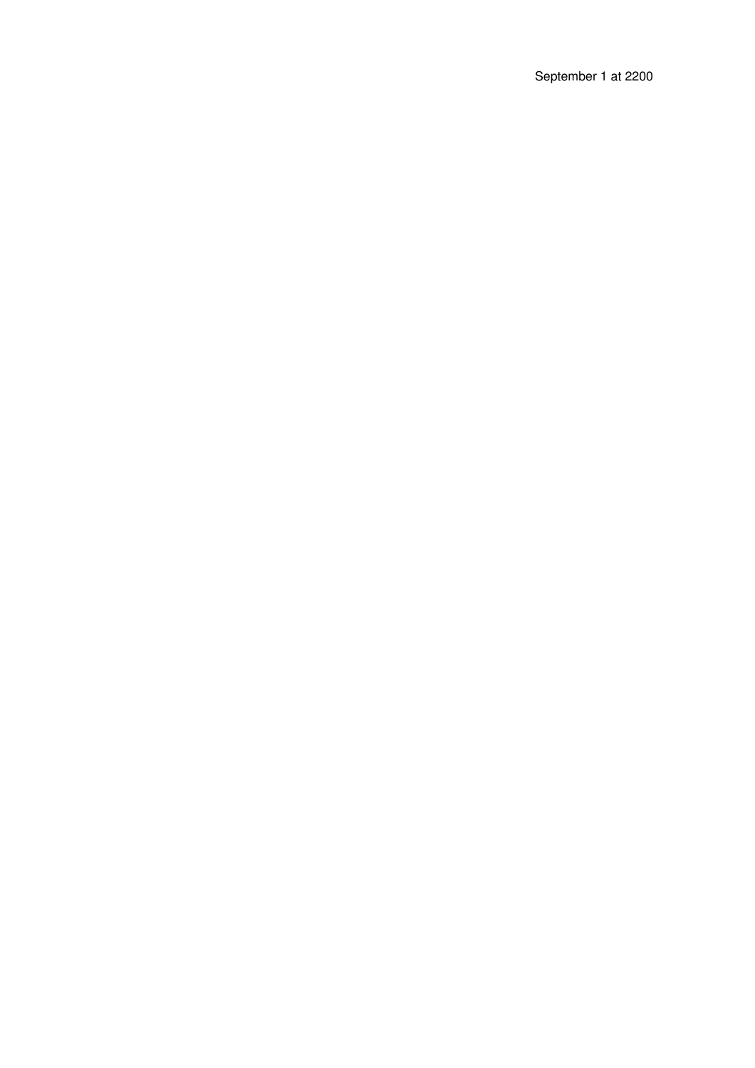September 1 at 2200